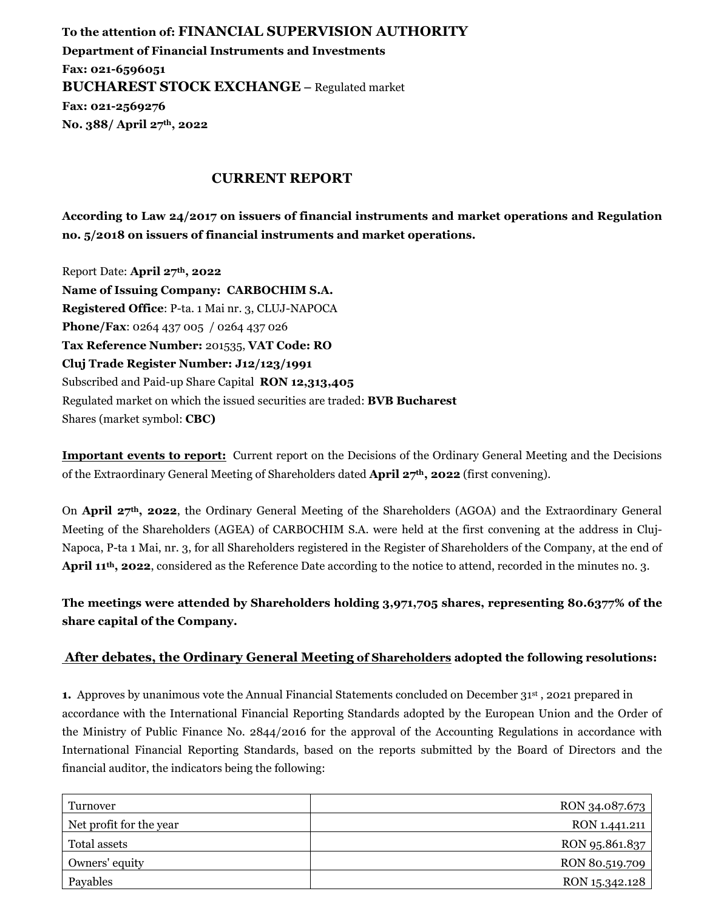**To the attention of: FINANCIAL SUPERVISION AUTHORITY**
**Department of Financial Instruments and Investments**
**Fax: 021-6596051**
**BUCHAREST STOCK EXCHANGE –** Regulated market
**Fax: 021-2569276**
**No. 388/ April 27th, 2022**

## CURRENT REPORT

**According to Law 24/2017 on issuers of financial instruments and market operations and Regulation no. 5/2018 on issuers of financial instruments and market operations.**

Report Date: **April 27th, 2022**
**Name of Issuing Company: CARBOCHIM S.A.**
**Registered Office**: P-ta. 1 Mai nr. 3, CLUJ-NAPOCA
**Phone/Fax**: 0264 437 005 / 0264 437 026
**Tax Reference Number:** 201535, **VAT Code: RO**
**Cluj Trade Register Number: J12/123/1991**
Subscribed and Paid-up Share Capital **RON 12,313,405**
Regulated market on which the issued securities are traded: **BVB Bucharest**
Shares (market symbol: **CBC)**

**Important events to report:** Current report on the Decisions of the Ordinary General Meeting and the Decisions of the Extraordinary General Meeting of Shareholders dated **April 27th, 2022** (first convening).

On **April 27th, 2022**, the Ordinary General Meeting of the Shareholders (AGOA) and the Extraordinary General Meeting of the Shareholders (AGEA) of CARBOCHIM S.A. were held at the first convening at the address in Cluj-Napoca, P-ta 1 Mai, nr. 3, for all Shareholders registered in the Register of Shareholders of the Company, at the end of **April 11th, 2022**, considered as the Reference Date according to the notice to attend, recorded in the minutes no. 3.

**The meetings were attended by Shareholders holding 3,971,705 shares, representing 80.6377% of the share capital of the Company.**

### After debates, the Ordinary General Meeting of Shareholders adopted the following resolutions:

**1.** Approves by unanimous vote the Annual Financial Statements concluded on December 31st , 2021 prepared in accordance with the International Financial Reporting Standards adopted by the European Union and the Order of the Ministry of Public Finance No. 2844/2016 for the approval of the Accounting Regulations in accordance with International Financial Reporting Standards, based on the reports submitted by the Board of Directors and the financial auditor, the indicators being the following:

| | |
|---|---|
| Turnover | RON 34.087.673 |
| Net profit for the year | RON 1.441.211 |
| Total assets | RON 95.861.837 |
| Owners' equity | RON 80.519.709 |
| Payables | RON 15.342.128 |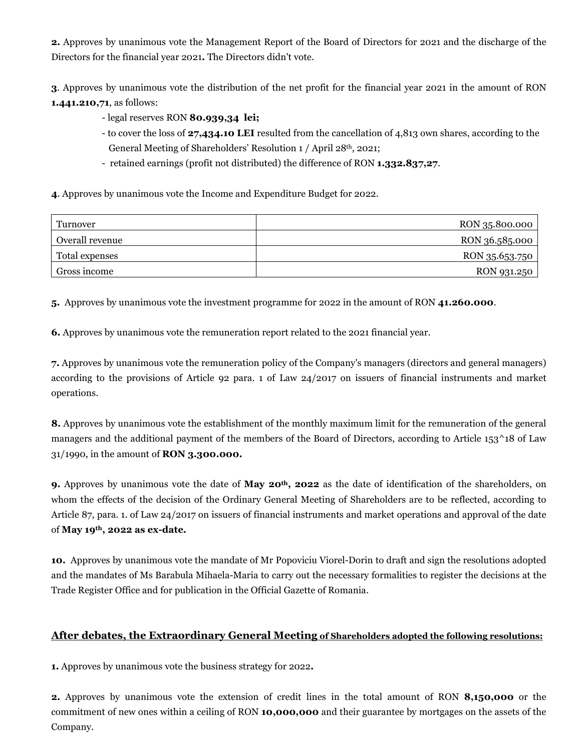**2.** Approves by unanimous vote the Management Report of the Board of Directors for 2021 and the discharge of the Directors for the financial year 2021**.** The Directors didn't vote.

**3**. Approves by unanimous vote the distribution of the net profit for the financial year 2021 in the amount of RON **1.441.210,71**, as follows:

- legal reserves RON **80.939,34 lei;**
- to cover the loss of **27,434.10 LEI** resulted from the cancellation of 4,813 own shares, according to the General Meeting of Shareholders' Resolution 1 / April 28th, 2021;
- retained earnings (profit not distributed) the difference of RON **1.332.837,27**.

**4**. Approves by unanimous vote the Income and Expenditure Budget for 2022.

| | |
|---|---:|
| Turnover | RON 35.800.000 |
| Overall revenue | RON 36.585.000 |
| Total expenses | RON 35.653.750 |
| Gross income | RON 931.250 |

**5.** Approves by unanimous vote the investment programme for 2022 in the amount of RON **41.260.000**.

**6.** Approves by unanimous vote the remuneration report related to the 2021 financial year.

**7.** Approves by unanimous vote the remuneration policy of the Company's managers (directors and general managers) according to the provisions of Article 92 para. 1 of Law 24/2017 on issuers of financial instruments and market operations.

**8.** Approves by unanimous vote the establishment of the monthly maximum limit for the remuneration of the general managers and the additional payment of the members of the Board of Directors, according to Article 153^18 of Law 31/1990, in the amount of **RON 3.300.000.**

**9.** Approves by unanimous vote the date of **May 20th, 2022** as the date of identification of the shareholders, on whom the effects of the decision of the Ordinary General Meeting of Shareholders are to be reflected, according to Article 87, para. 1. of Law 24/2017 on issuers of financial instruments and market operations and approval of the date of **May 19th, 2022 as ex-date.**

**10.** Approves by unanimous vote the mandate of Mr Popoviciu Viorel-Dorin to draft and sign the resolutions adopted and the mandates of Ms Barabula Mihaela-Maria to carry out the necessary formalities to register the decisions at the Trade Register Office and for publication in the Official Gazette of Romania.

## After debates, the Extraordinary General Meeting of Shareholders adopted the following resolutions:

**1.** Approves by unanimous vote the business strategy for 2022**.**

**2.** Approves by unanimous vote the extension of credit lines in the total amount of RON **8,150,000** or the commitment of new ones within a ceiling of RON **10,000,000** and their guarantee by mortgages on the assets of the Company.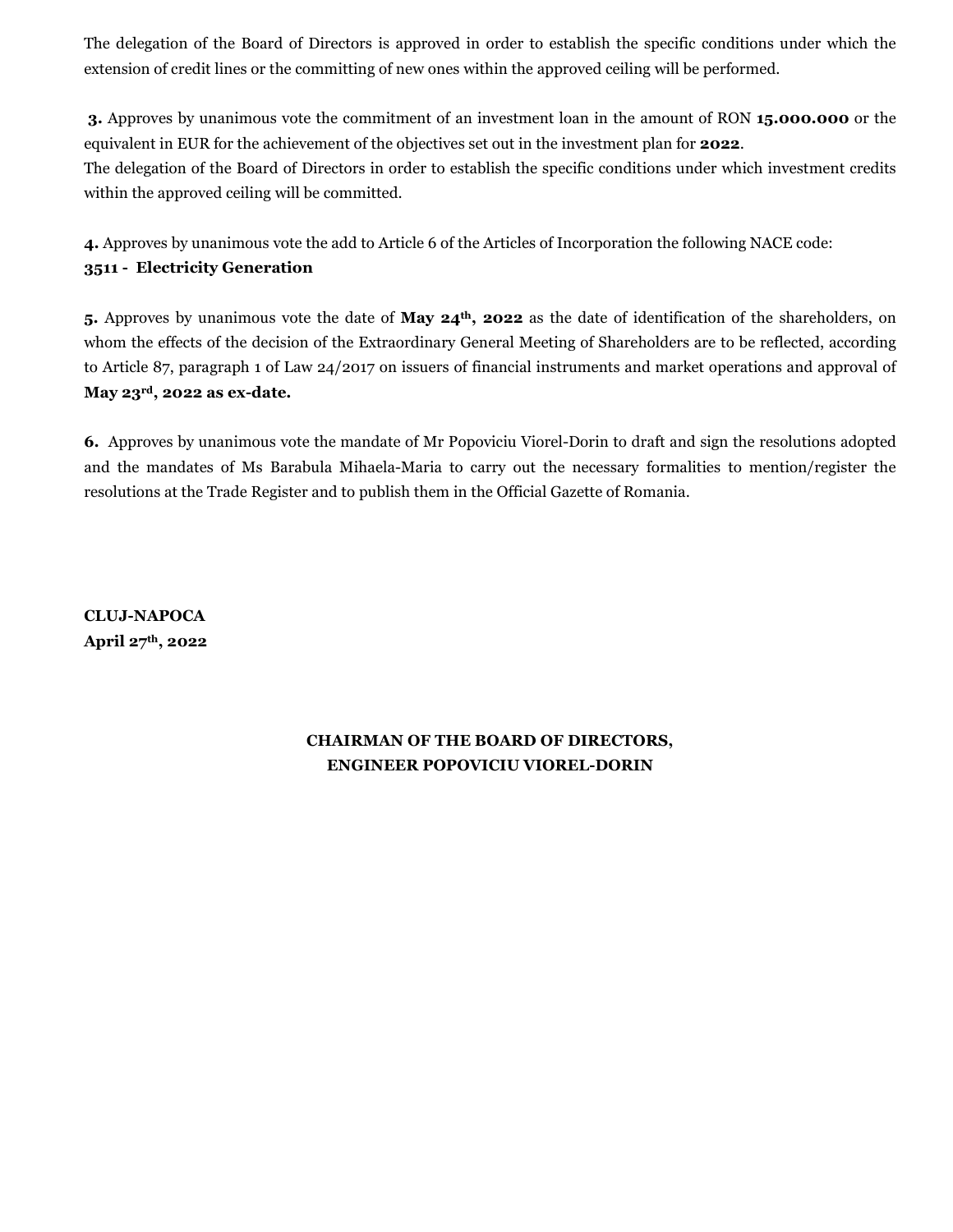The delegation of the Board of Directors is approved in order to establish the specific conditions under which the extension of credit lines or the committing of new ones within the approved ceiling will be performed.

**3.** Approves by unanimous vote the commitment of an investment loan in the amount of RON **15.000.000** or the equivalent in EUR for the achievement of the objectives set out in the investment plan for **2022**.
The delegation of the Board of Directors in order to establish the specific conditions under which investment credits within the approved ceiling will be committed.

**4.** Approves by unanimous vote the add to Article 6 of the Articles of Incorporation the following NACE code:
**3511 - Electricity Generation**

**5.** Approves by unanimous vote the date of **May 24th, 2022** as the date of identification of the shareholders, on whom the effects of the decision of the Extraordinary General Meeting of Shareholders are to be reflected, according to Article 87, paragraph 1 of Law 24/2017 on issuers of financial instruments and market operations and approval of **May 23rd, 2022 as ex-date.**

**6.** Approves by unanimous vote the mandate of Mr Popoviciu Viorel-Dorin to draft and sign the resolutions adopted and the mandates of Ms Barabula Mihaela-Maria to carry out the necessary formalities to mention/register the resolutions at the Trade Register and to publish them in the Official Gazette of Romania.

**CLUJ-NAPOCA**
**April 27th, 2022**

**CHAIRMAN OF THE BOARD OF DIRECTORS,**
**ENGINEER POPOVICIU VIOREL-DORIN**